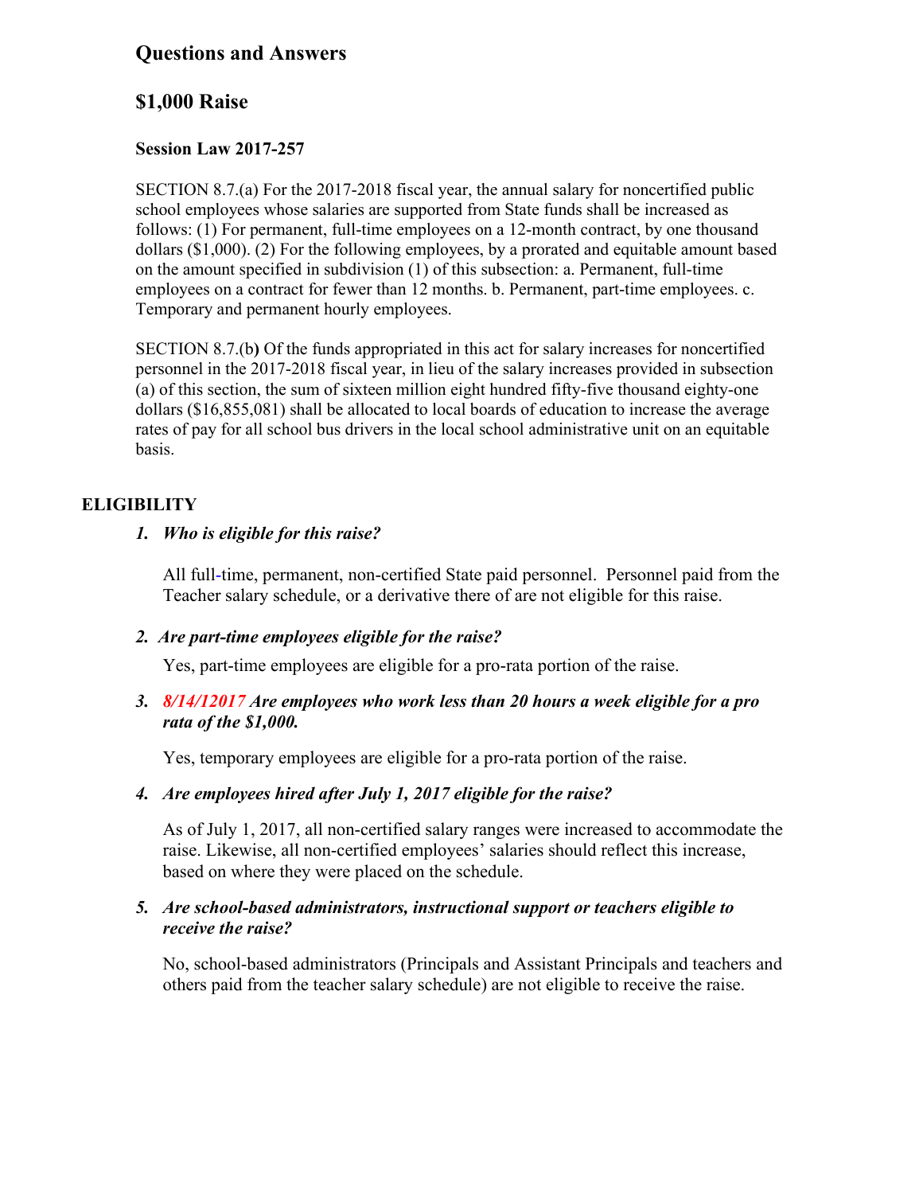## Questions and Answers

## $1,000 Raise

### Session Law 2017-257

SECTION 8.7.(a) For the 2017-2018 fiscal year, the annual salary for noncertified public school employees whose salaries are supported from State funds shall be increased as follows: (1) For permanent, full-time employees on a 12-month contract, by one thousand dollars ($1,000). (2) For the following employees, by a prorated and equitable amount based on the amount specified in subdivision (1) of this subsection: a. Permanent, full-time employees on a contract for fewer than 12 months. b. Permanent, part-time employees. c. Temporary and permanent hourly employees.

SECTION 8.7.(b) Of the funds appropriated in this act for salary increases for noncertified personnel in the 2017-2018 fiscal year, in lieu of the salary increases provided in subsection (a) of this section, the sum of sixteen million eight hundred fifty-five thousand eighty-one dollars ($16,855,081) shall be allocated to local boards of education to increase the average rates of pay for all school bus drivers in the local school administrative unit on an equitable basis.

## ELIGIBILITY

1. ***Who is eligible for this raise?***

   All full-time, permanent, non-certified State paid personnel. Personnel paid from the Teacher salary schedule, or a derivative there of are not eligible for this raise.

2. ***Are part-time employees eligible for the raise?***

   Yes, part-time employees are eligible for a pro-rata portion of the raise.

3. ***8/14/12017 Are employees who work less than 20 hours a week eligible for a pro rata of the $1,000.***

   Yes, temporary employees are eligible for a pro-rata portion of the raise.

4. ***Are employees hired after July 1, 2017 eligible for the raise?***

   As of July 1, 2017, all non-certified salary ranges were increased to accommodate the raise. Likewise, all non-certified employees' salaries should reflect this increase, based on where they were placed on the schedule.

5. ***Are school-based administrators, instructional support or teachers eligible to receive the raise?***

   No, school-based administrators (Principals and Assistant Principals and teachers and others paid from the teacher salary schedule) are not eligible to receive the raise.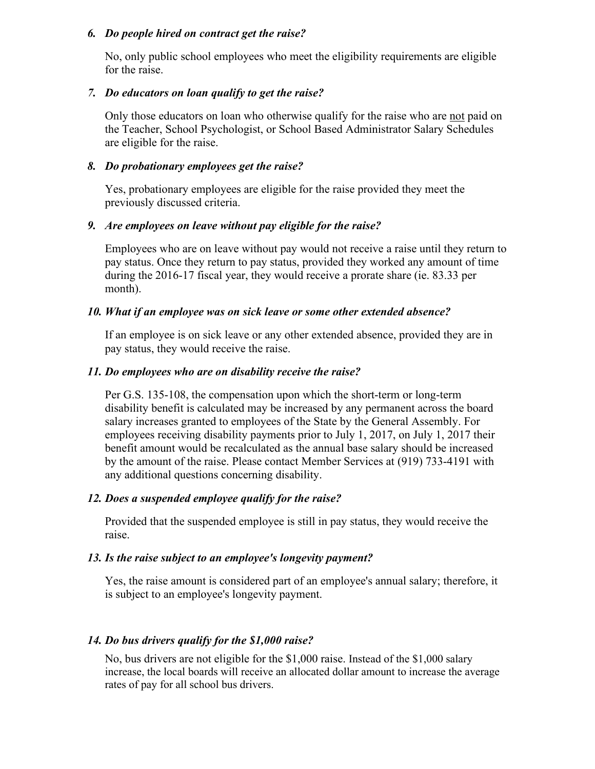*6. Do people hired on contract get the raise?*

No, only public school employees who meet the eligibility requirements are eligible for the raise.

*7. Do educators on loan qualify to get the raise?*

Only those educators on loan who otherwise qualify for the raise who are <u>not</u> paid on the Teacher, School Psychologist, or School Based Administrator Salary Schedules are eligible for the raise.

*8. Do probationary employees get the raise?*

Yes, probationary employees are eligible for the raise provided they meet the previously discussed criteria.

*9. Are employees on leave without pay eligible for the raise?*

Employees who are on leave without pay would not receive a raise until they return to pay status. Once they return to pay status, provided they worked any amount of time during the 2016-17 fiscal year, they would receive a prorate share (ie. 83.33 per month).

*10. What if an employee was on sick leave or some other extended absence?*

If an employee is on sick leave or any other extended absence, provided they are in pay status, they would receive the raise.

*11. Do employees who are on disability receive the raise?*

Per G.S. 135-108, the compensation upon which the short-term or long-term disability benefit is calculated may be increased by any permanent across the board salary increases granted to employees of the State by the General Assembly. For employees receiving disability payments prior to July 1, 2017, on July 1, 2017 their benefit amount would be recalculated as the annual base salary should be increased by the amount of the raise. Please contact Member Services at (919) 733-4191 with any additional questions concerning disability.

*12. Does a suspended employee qualify for the raise?*

Provided that the suspended employee is still in pay status, they would receive the raise.

*13. Is the raise subject to an employee's longevity payment?*

Yes, the raise amount is considered part of an employee's annual salary; therefore, it is subject to an employee's longevity payment.

*14. Do bus drivers qualify for the $1,000 raise?*

No, bus drivers are not eligible for the $1,000 raise. Instead of the $1,000 salary increase, the local boards will receive an allocated dollar amount to increase the average rates of pay for all school bus drivers.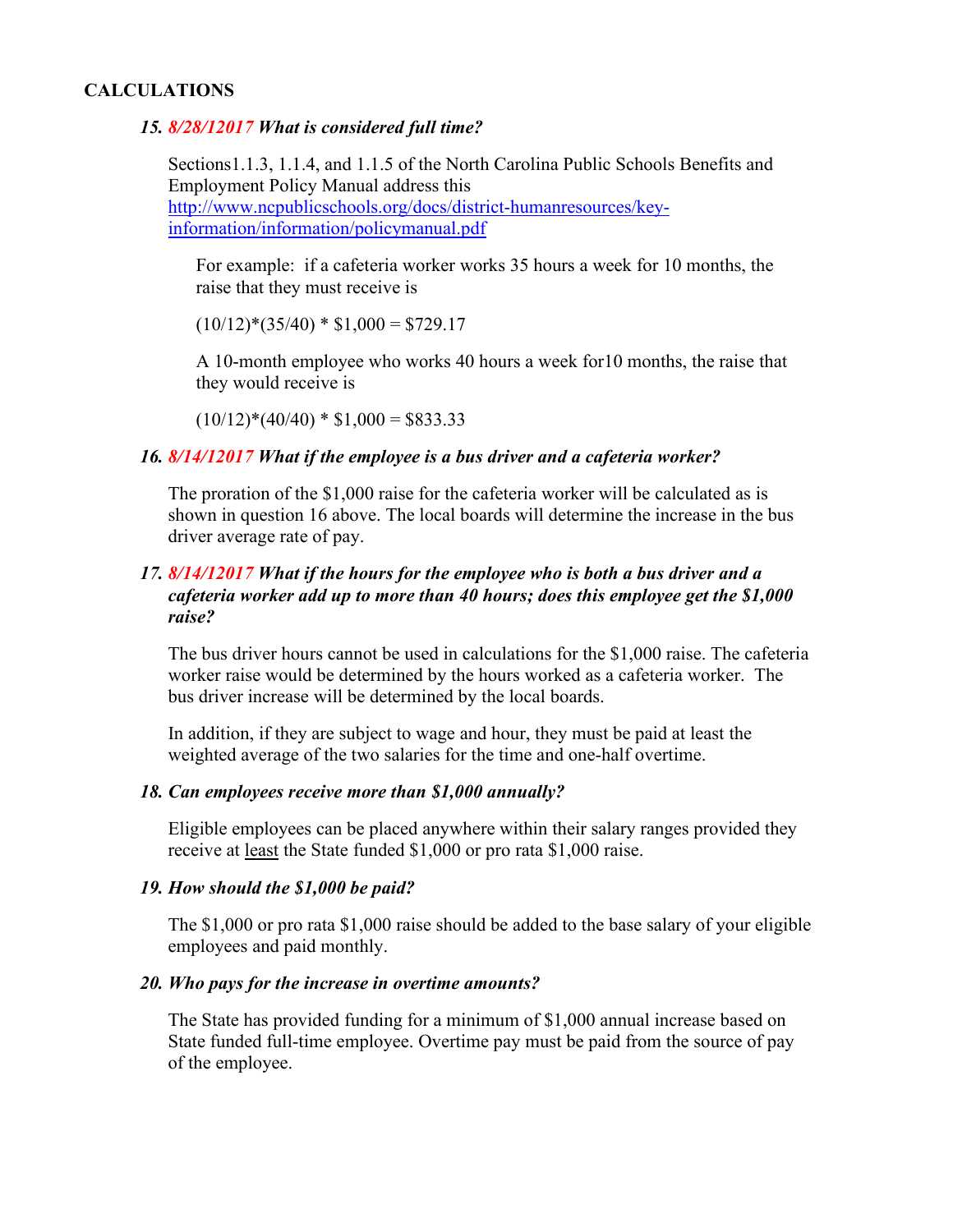**CALCULATIONS**

***15. 8/28/12017 What is considered full time?***

Sections1.1.3, 1.1.4, and 1.1.5 of the North Carolina Public Schools Benefits and Employment Policy Manual address this [http://www.ncpublicschools.org/docs/district-humanresources/key-information/information/policymanual.pdf](http://www.ncpublicschools.org/docs/district-humanresources/key-information/information/policymanual.pdf)

For example: if a cafeteria worker works 35 hours a week for 10 months, the raise that they must receive is

(10/12)*(35/40) * $1,000 = $729.17

A 10-month employee who works 40 hours a week for10 months, the raise that they would receive is

(10/12)*(40/40) * $1,000 = $833.33

***16. 8/14/12017 What if the employee is a bus driver and a cafeteria worker?***

The proration of the $1,000 raise for the cafeteria worker will be calculated as is shown in question 16 above. The local boards will determine the increase in the bus driver average rate of pay.

***17. 8/14/12017 What if the hours for the employee who is both a bus driver and a cafeteria worker add up to more than 40 hours; does this employee get the $1,000 raise?***

The bus driver hours cannot be used in calculations for the $1,000 raise. The cafeteria worker raise would be determined by the hours worked as a cafeteria worker. The bus driver increase will be determined by the local boards.

In addition, if they are subject to wage and hour, they must be paid at least the weighted average of the two salaries for the time and one-half overtime.

***18. Can employees receive more than $1,000 annually?***

Eligible employees can be placed anywhere within their salary ranges provided they receive at least the State funded $1,000 or pro rata $1,000 raise.

***19. How should the $1,000 be paid?***

The $1,000 or pro rata $1,000 raise should be added to the base salary of your eligible employees and paid monthly.

***20. Who pays for the increase in overtime amounts?***

The State has provided funding for a minimum of $1,000 annual increase based on State funded full-time employee. Overtime pay must be paid from the source of pay of the employee.